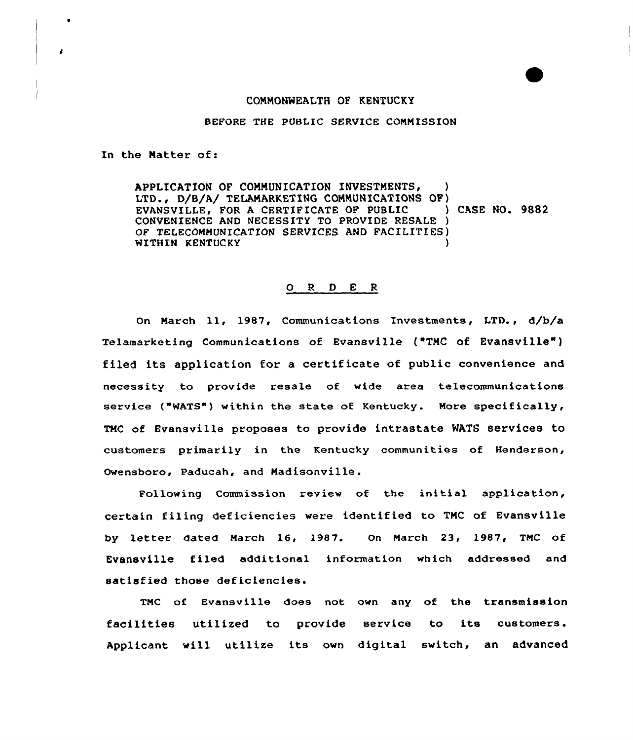COMMONWEALTH OF KENTUCKY

BEFORE THE PUBLIC SERVICE COMMISSION

In the Matter of:

APPLICATION OF COMMUNICATION INVESTMENTS, LTD., D/B/A/ TELAMARKETING COMMUNICATIONS OF EVANSVILLE, FOR A CERTIFICATE OF PUBLIC CONVENIENCE AND NECESSITY TO PROVIDE RESALE OF TELECOMMUNICATION SERVICES AND FACILITIES WITHIN KENTUCKY ) CASE NO. 9882

# O R D E R

On March 11, 1987, Communications Investments, LTD., d/b/a Telamarketing Communications of Evansville ("TMC of Evansville") filed its application for a certificate of public convenience and necessity to provide resale of wide area telecommunications service ("WATS") within the state of Kentucky. More specifically, TMC of Evansville proposes to provide intrastate WATS services to customers primarily in the Kentucky communities of Henderson, Owensboro, Paducah, and Madisonville.

Following Commission review of the initial application, certain filing deficiencies were identified to TMC of Evansville by letter dated March 16, 1987. On March 23, 1987, TMC of Evansville filed additional information which addressed and satisfied those deficiencies.

TMC of Evansville does not own any of the transmission facilities utilized to provide service to its customers. Applicant will utilize its own digital switch, an advanced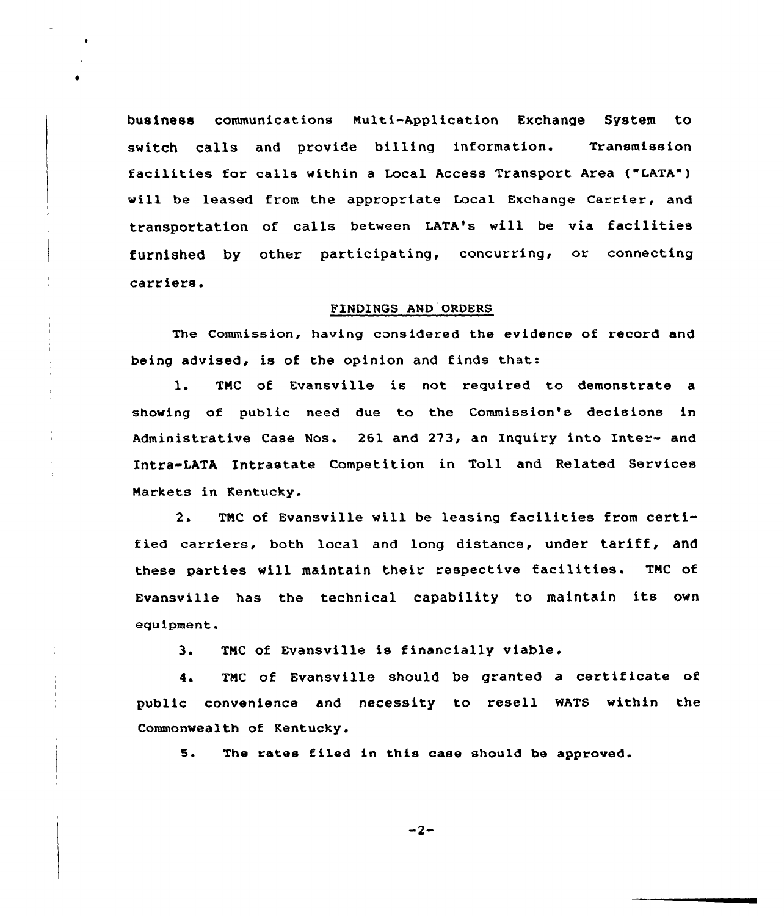business communications Multi-Application Exchange System to switch calls and provide billing information. Transmission facilities for calls within a Local Access Transport Area ("LATA") will be leased from the appropriate Local Exchange Carrier, and transportation of calls between LATA's will be via facilities furnished by other participating, concurring, or connecting carriers.

## FINDINGS AND ORDERS

The Commission, having considered the evidence of record and being advised, is of the opinion and finds that:

1. TMC of Evansville is not required to demonstrate a showing of public need due to the Commission's decisions in Administrative Case Nos. 261 and 273, an Inquiry into Inter- and Intra-LATA Intrastate Competition in Toll and Related Services Markets in Kentucky.

2. TMC of Evansville will be leasing facilities from certified carriers, both local and long distance, under tariff, and these parties will maintain their respective facilities. TMC of Evansville has the technical capability to maintain its own equipment.

3. TMC of Evansville is financially viable.

4. TMC of Evansville should be granted a certificate of public convenience and necessity to resell WATS within the Commonwealth of Kentucky.

5. The rates filed in this case should be approved.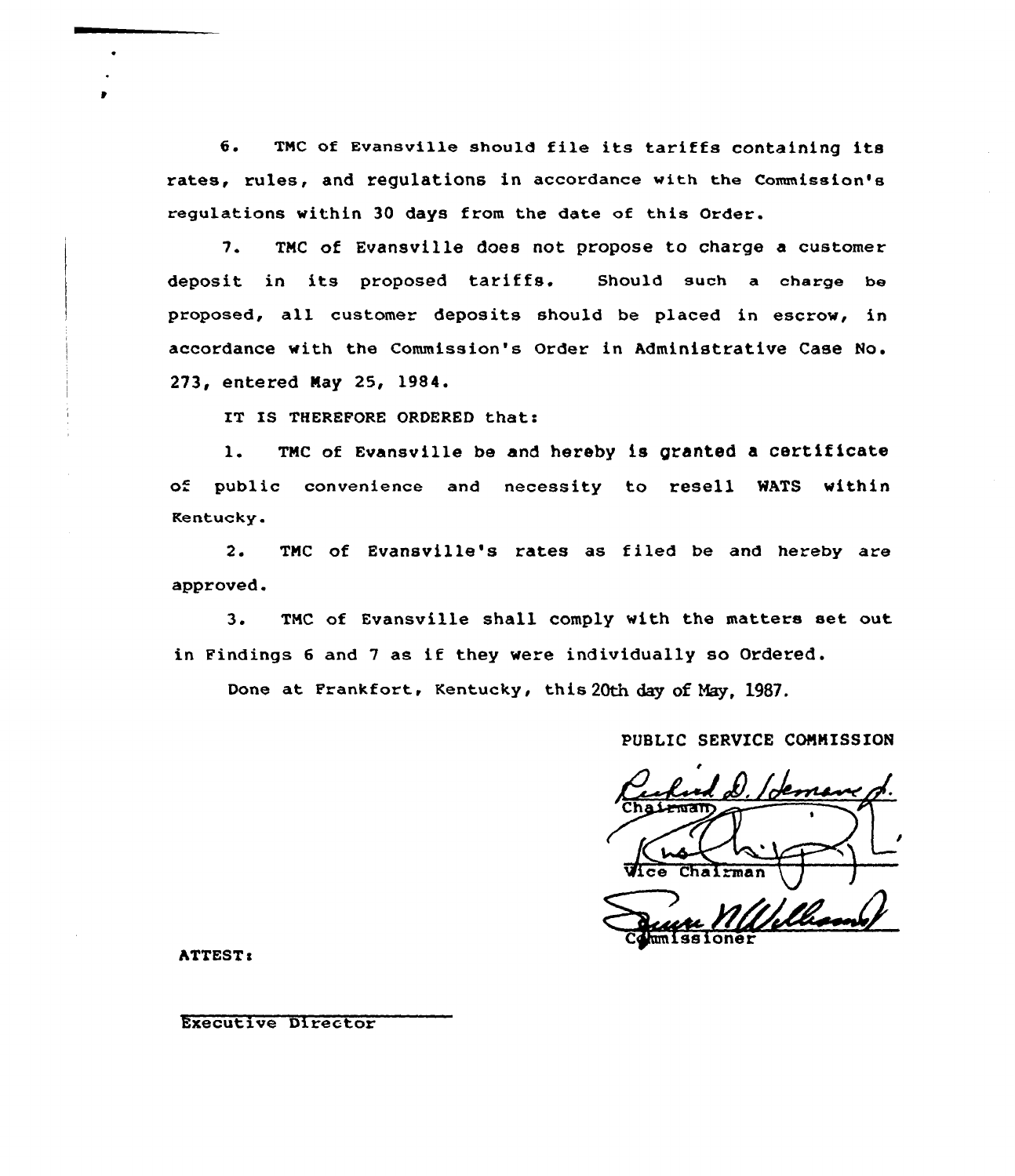6. TMC of Evansville should file its tariffs containing its rates, rules, and regulations in accordance with the Commission's regulations within 30 days from the date of this Order.

7. TMC of Evansville does not propose to charge a customer deposit in its proposed tariffs. Should such a charge be proposed, all customer deposits should be placed in escrow, in accordance with the Commission's Order in Administrative Case No. 273, entered May 25, 1984.

IT IS THEREFORE ORDERED that:

1. TMC of Evansville be and hereby is granted a certificate of public convenience and necessity to resell WATS within Kentucky.

2. TMC of Evansville's rates as filed be and hereby are approved.

3. TMC of Evansville shall comply with the matters set out in Findings 6 and 7 as if they were individually so Ordered.

Done at Frankfort, Kentucky, this 20th day of May, 1987.

PUBLIC SERVICE COMMISSION

Chairman

Vice Chairman

Commissioner

ATTEST:

Executive Director